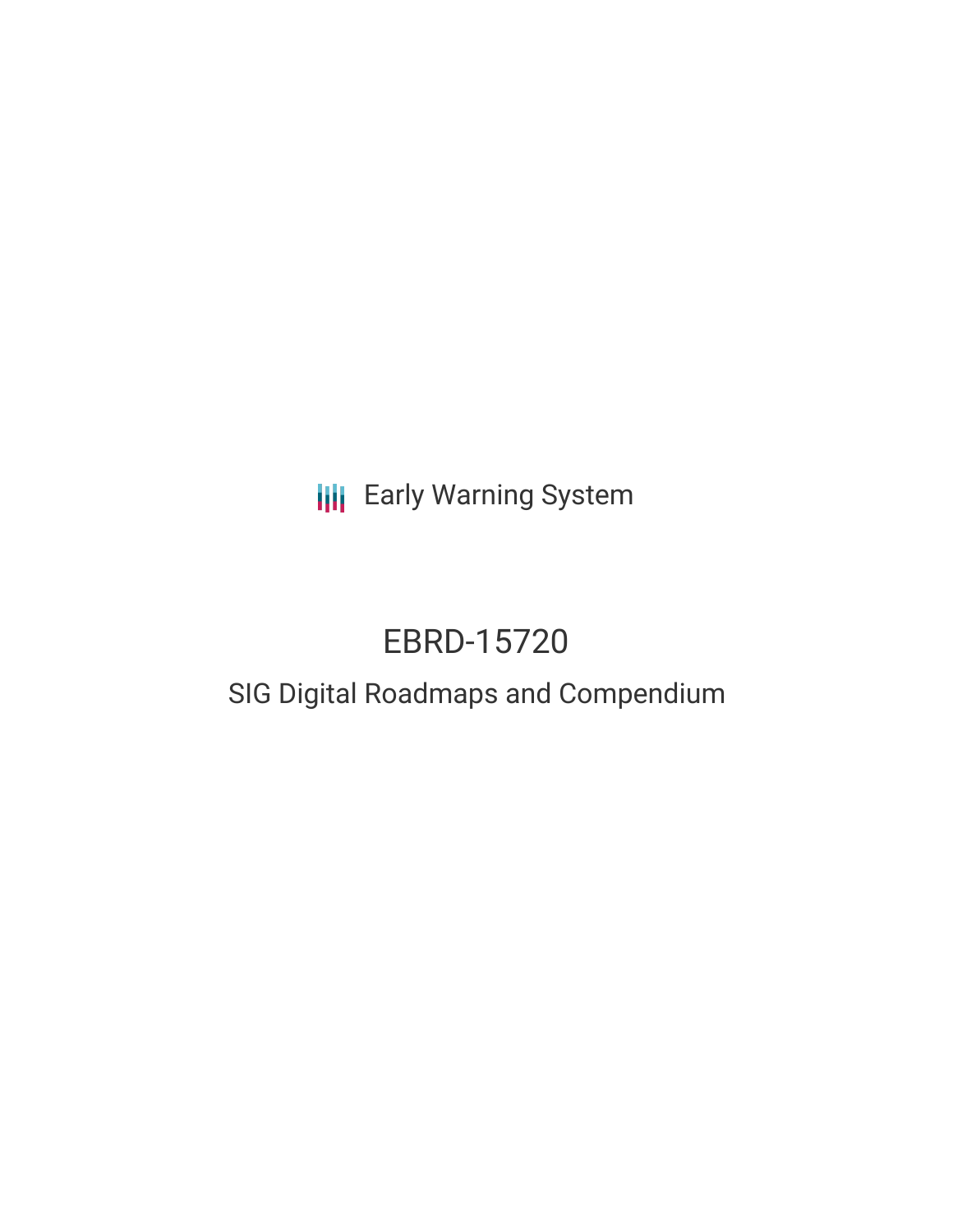Early Warning System

# EBRD-15720

## SIG Digital Roadmaps and Compendium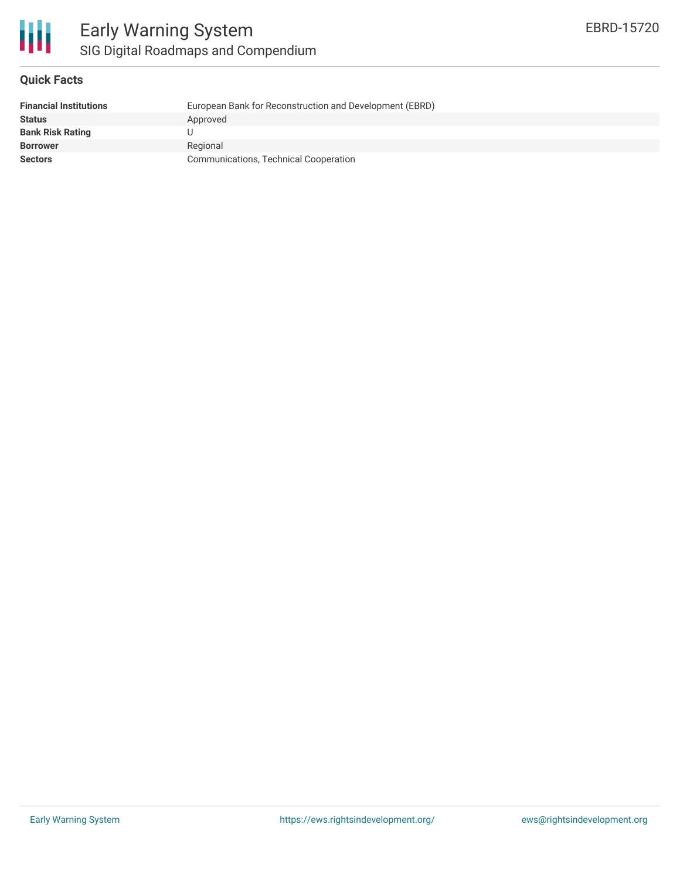# Early Warning System

## SIG Digital Roadmaps and Compendium

EBRD-15720

### Quick Facts

| | |
|---|---|
| **Financial Institutions** | European Bank for Reconstruction and Development (EBRD) |
| **Status** | Approved |
| **Bank Risk Rating** | U |
| **Borrower** | Regional |
| **Sectors** | Communications, Technical Cooperation |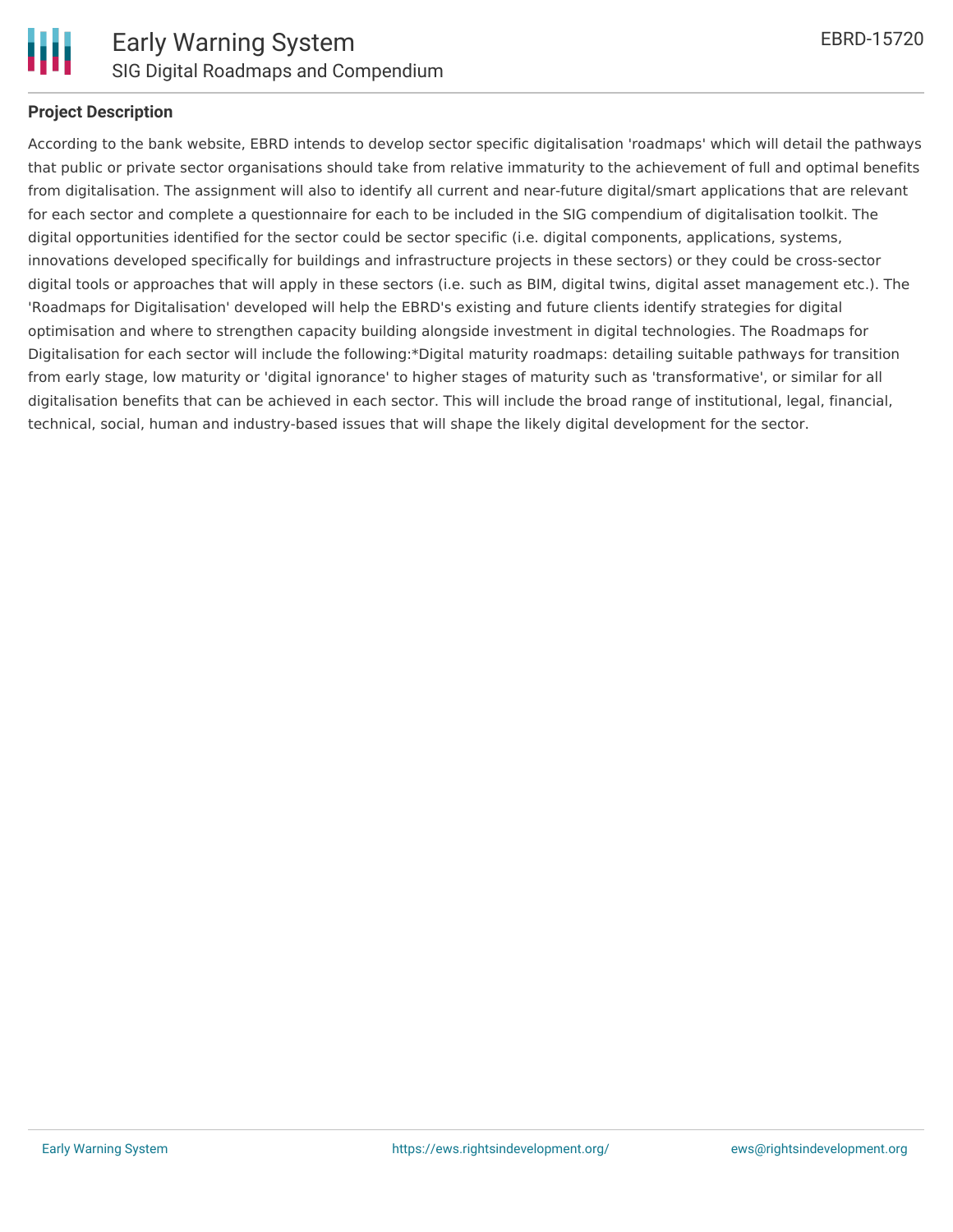**Project Description**

According to the bank website, EBRD intends to develop sector specific digitalisation 'roadmaps' which will detail the pathways that public or private sector organisations should take from relative immaturity to the achievement of full and optimal benefits from digitalisation. The assignment will also to identify all current and near-future digital/smart applications that are relevant for each sector and complete a questionnaire for each to be included in the SIG compendium of digitalisation toolkit. The digital opportunities identified for the sector could be sector specific (i.e. digital components, applications, systems, innovations developed specifically for buildings and infrastructure projects in these sectors) or they could be cross-sector digital tools or approaches that will apply in these sectors (i.e. such as BIM, digital twins, digital asset management etc.). The 'Roadmaps for Digitalisation' developed will help the EBRD's existing and future clients identify strategies for digital optimisation and where to strengthen capacity building alongside investment in digital technologies. The Roadmaps for Digitalisation for each sector will include the following:*Digital maturity roadmaps: detailing suitable pathways for transition from early stage, low maturity or 'digital ignorance' to higher stages of maturity such as 'transformative', or similar for all digitalisation benefits that can be achieved in each sector. This will include the broad range of institutional, legal, financial, technical, social, human and industry-based issues that will shape the likely digital development for the sector.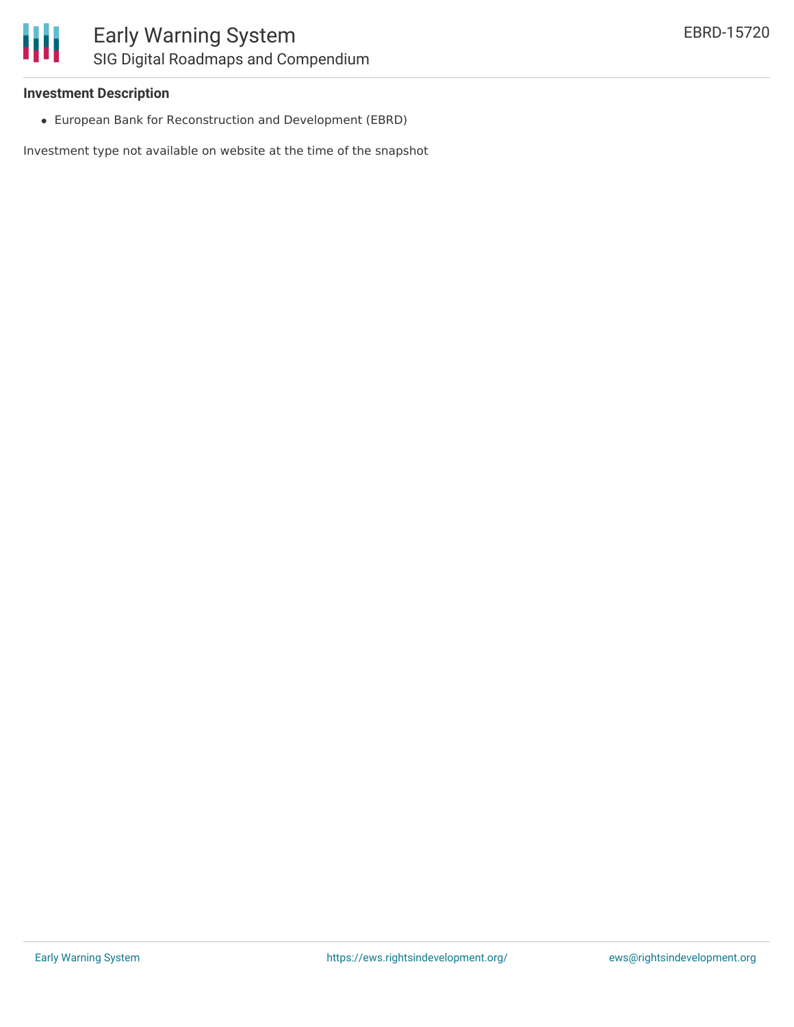### Investment Description

- European Bank for Reconstruction and Development (EBRD)

Investment type not available on website at the time of the snapshot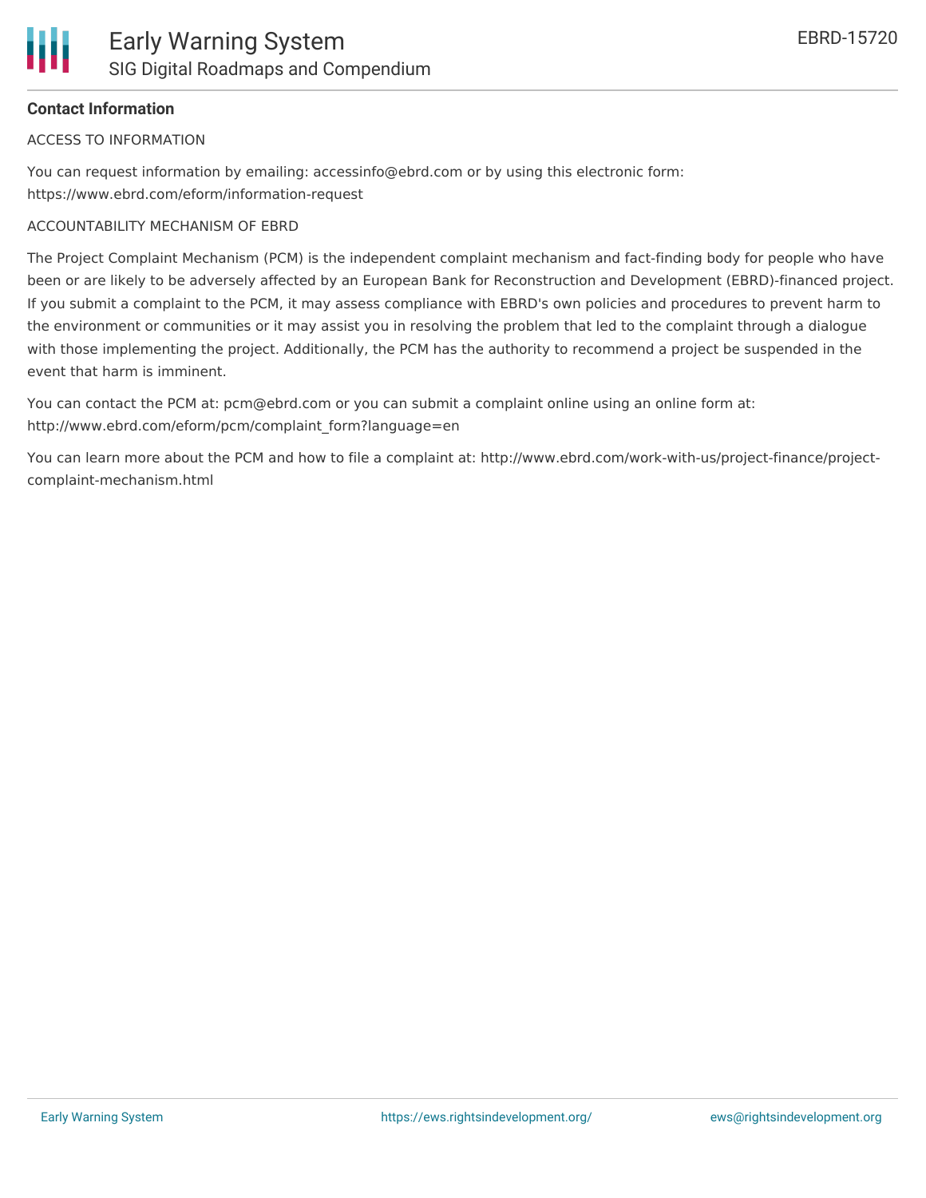**Contact Information**

ACCESS TO INFORMATION

You can request information by emailing: accessinfo@ebrd.com or by using this electronic form: https://www.ebrd.com/eform/information-request

ACCOUNTABILITY MECHANISM OF EBRD

The Project Complaint Mechanism (PCM) is the independent complaint mechanism and fact-finding body for people who have been or are likely to be adversely affected by an European Bank for Reconstruction and Development (EBRD)-financed project. If you submit a complaint to the PCM, it may assess compliance with EBRD's own policies and procedures to prevent harm to the environment or communities or it may assist you in resolving the problem that led to the complaint through a dialogue with those implementing the project. Additionally, the PCM has the authority to recommend a project be suspended in the event that harm is imminent.

You can contact the PCM at: pcm@ebrd.com or you can submit a complaint online using an online form at: http://www.ebrd.com/eform/pcm/complaint_form?language=en

You can learn more about the PCM and how to file a complaint at: http://www.ebrd.com/work-with-us/project-finance/project-complaint-mechanism.html